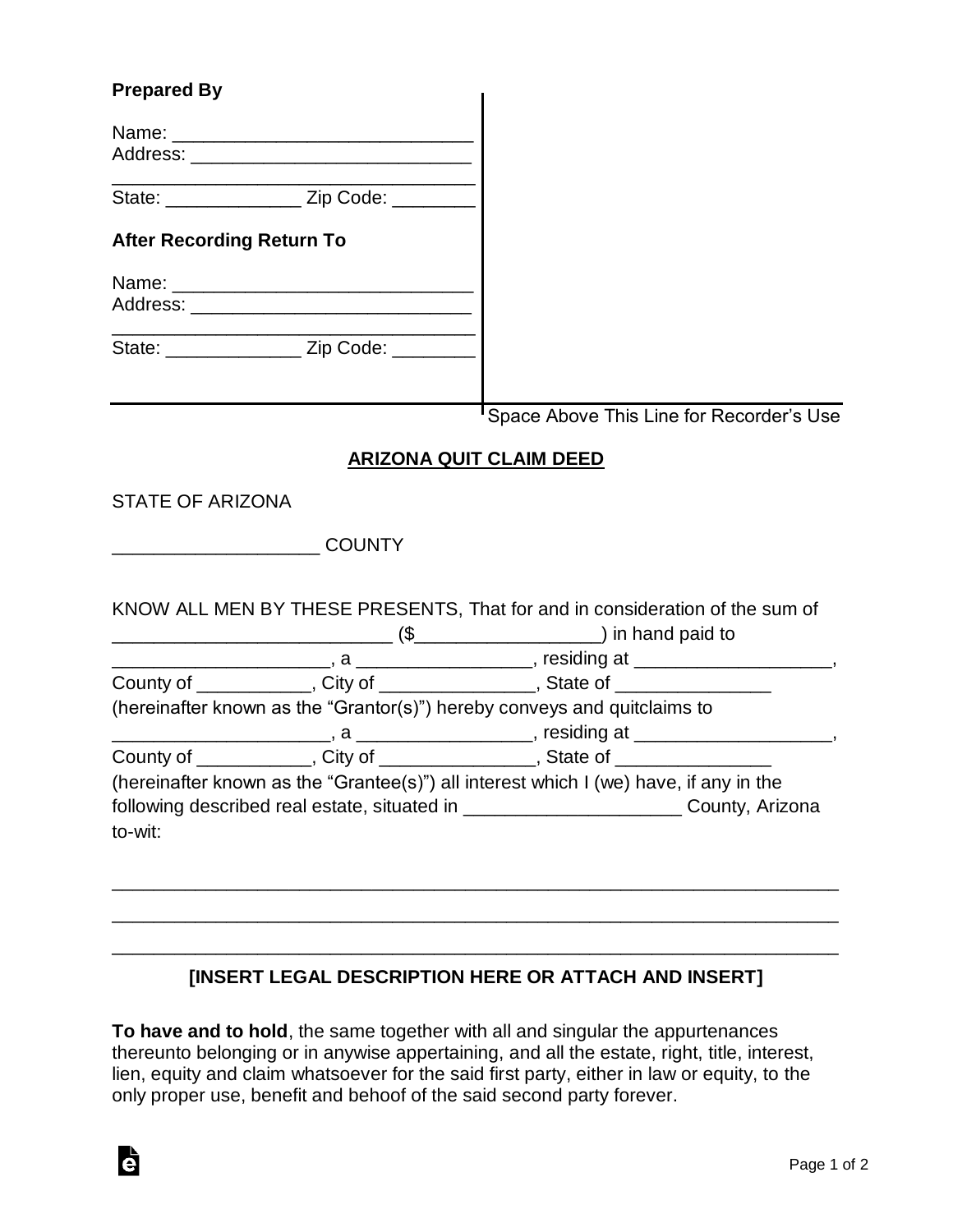**Prepared By**

Name: ______________________________
Address: ____________________________
____________________________________
State: _____________ Zip Code: ________

**After Recording Return To**

Name: ______________________________
Address: ____________________________
____________________________________
State: _____________ Zip Code: ________

Space Above This Line for Recorder's Use

## ARIZONA QUIT CLAIM DEED

STATE OF ARIZONA

___________________ COUNTY

KNOW ALL MEN BY THESE PRESENTS, That for and in consideration of the sum of ___________________________ ($_________________) in hand paid to _____________________, a _________________, residing at ___________________, County of ___________, City of _______________, State of _______________ (hereinafter known as the "Grantor(s)") hereby conveys and quitclaims to _____________________, a _________________, residing at ___________________, County of ___________, City of _______________, State of _______________ (hereinafter known as the "Grantee(s)") all interest which I (we) have, if any in the following described real estate, situated in _____________________ County, Arizona to-wit:

_____________________________________________________________________

_____________________________________________________________________

_____________________________________________________________________

**[INSERT LEGAL DESCRIPTION HERE OR ATTACH AND INSERT]**

**To have and to hold**, the same together with all and singular the appurtenances thereunto belonging or in anywise appertaining, and all the estate, right, title, interest, lien, equity and claim whatsoever for the said first party, either in law or equity, to the only proper use, benefit and behoof of the said second party forever.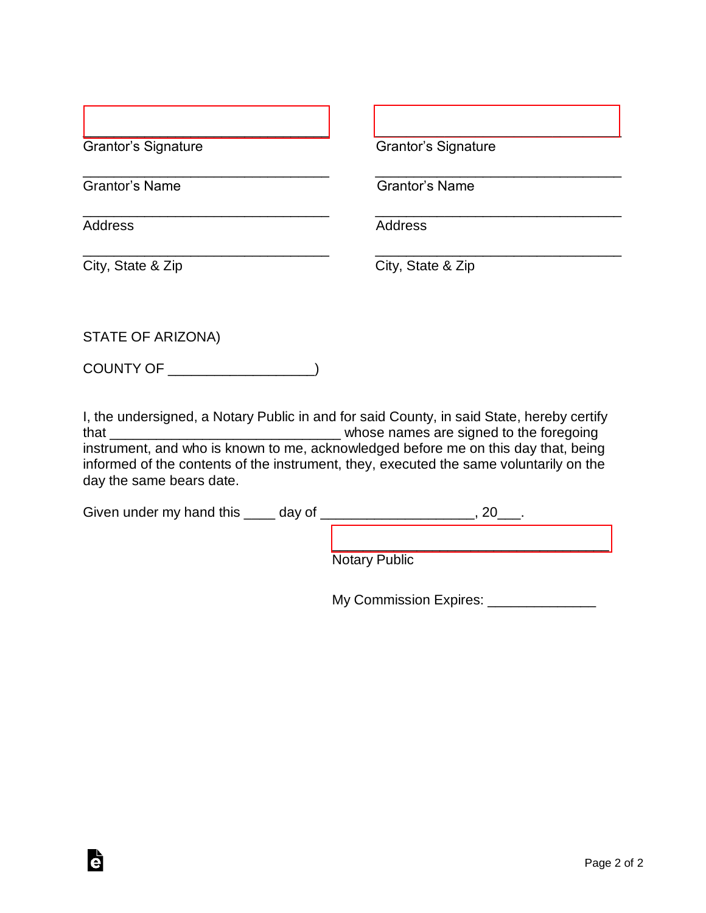_______________________________
Grantor's Signature

_______________________________
Grantor's Name

_______________________________
Address

_______________________________
City, State & Zip

_______________________________
Grantor's Signature

_______________________________
Grantor's Name

_______________________________
Address

_______________________________
City, State & Zip

STATE OF ARIZONA)

COUNTY OF ___________________)

I, the undersigned, a Notary Public in and for said County, in said State, hereby certify that ______________________________ whose names are signed to the foregoing instrument, and who is known to me, acknowledged before me on this day that, being informed of the contents of the instrument, they, executed the same voluntarily on the day the same bears date.

Given under my hand this ____ day of ___________________, 20___.

_______________________________
Notary Public

My Commission Expires: ______________